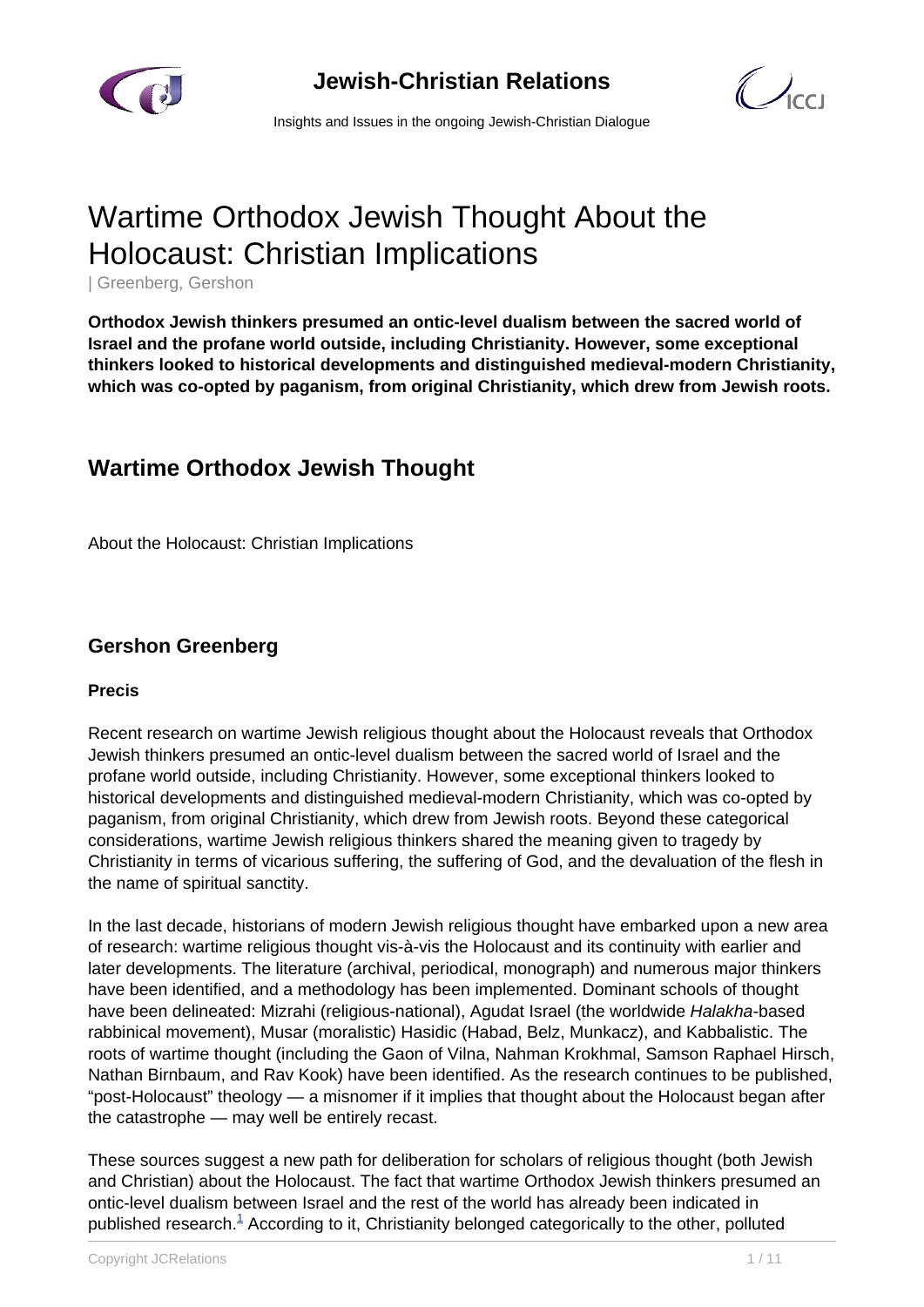# Wartime Orthodox Jewish Thought About the Holocaust: Christian Implications

| Greenberg, Gershon

**Orthodox Jewish thinkers presumed an ontic-level dualism between the sacred world of Israel and the profane world outside, including Christianity. However, some exceptional thinkers looked to historical developments and distinguished medieval-modern Christianity, which was co-opted by paganism, from original Christianity, which drew from Jewish roots.**

## Wartime Orthodox Jewish Thought

About the Holocaust: Christian Implications

### Gershon Greenberg

**Precis**

Recent research on wartime Jewish religious thought about the Holocaust reveals that Orthodox Jewish thinkers presumed an ontic-level dualism between the sacred world of Israel and the profane world outside, including Christianity. However, some exceptional thinkers looked to historical developments and distinguished medieval-modern Christianity, which was co-opted by paganism, from original Christianity, which drew from Jewish roots. Beyond these categorical considerations, wartime Jewish religious thinkers shared the meaning given to tragedy by Christianity in terms of vicarious suffering, the suffering of God, and the devaluation of the flesh in the name of spiritual sanctity.

In the last decade, historians of modern Jewish religious thought have embarked upon a new area of research: wartime religious thought vis-à-vis the Holocaust and its continuity with earlier and later developments. The literature (archival, periodical, monograph) and numerous major thinkers have been identified, and a methodology has been implemented. Dominant schools of thought have been delineated: Mizrahi (religious-national), Agudat Israel (the worldwide *Halakha*-based rabbinical movement), Musar (moralistic) Hasidic (Habad, Belz, Munkacz), and Kabbalistic. The roots of wartime thought (including the Gaon of Vilna, Nahman Krokhmal, Samson Raphael Hirsch, Nathan Birnbaum, and Rav Kook) have been identified. As the research continues to be published, "post-Holocaust" theology — a misnomer if it implies that thought about the Holocaust began after the catastrophe — may well be entirely recast.

These sources suggest a new path for deliberation for scholars of religious thought (both Jewish and Christian) about the Holocaust. The fact that wartime Orthodox Jewish thinkers presumed an ontic-level dualism between Israel and the rest of the world has already been indicated in published research.[1] According to it, Christianity belonged categorically to the other, polluted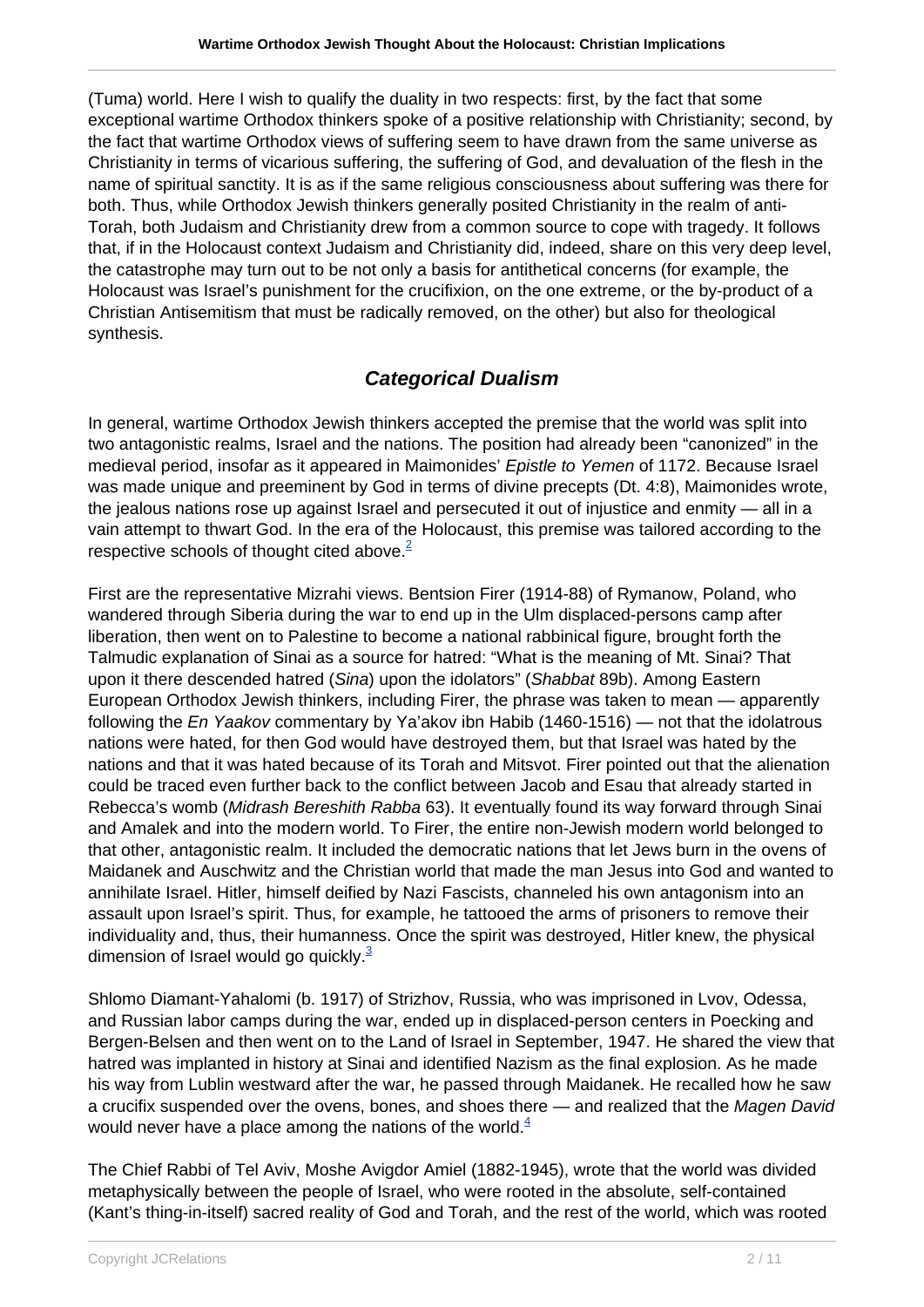(Tuma) world. Here I wish to qualify the duality in two respects: first, by the fact that some exceptional wartime Orthodox thinkers spoke of a positive relationship with Christianity; second, by the fact that wartime Orthodox views of suffering seem to have drawn from the same universe as Christianity in terms of vicarious suffering, the suffering of God, and devaluation of the flesh in the name of spiritual sanctity. It is as if the same religious consciousness about suffering was there for both. Thus, while Orthodox Jewish thinkers generally posited Christianity in the realm of anti-Torah, both Judaism and Christianity drew from a common source to cope with tragedy. It follows that, if in the Holocaust context Judaism and Christianity did, indeed, share on this very deep level, the catastrophe may turn out to be not only a basis for antithetical concerns (for example, the Holocaust was Israel's punishment for the crucifixion, on the one extreme, or the by-product of a Christian Antisemitism that must be radically removed, on the other) but also for theological synthesis.

## *Categorical Dualism*

In general, wartime Orthodox Jewish thinkers accepted the premise that the world was split into two antagonistic realms, Israel and the nations. The position had already been "canonized" in the medieval period, insofar as it appeared in Maimonides' *Epistle to Yemen* of 1172. Because Israel was made unique and preeminent by God in terms of divine precepts (Dt. 4:8), Maimonides wrote, the jealous nations rose up against Israel and persecuted it out of injustice and enmity — all in a vain attempt to thwart God. In the era of the Holocaust, this premise was tailored according to the respective schools of thought cited above.[2]

First are the representative Mizrahi views. Bentsion Firer (1914-88) of Rymanow, Poland, who wandered through Siberia during the war to end up in the Ulm displaced-persons camp after liberation, then went on to Palestine to become a national rabbinical figure, brought forth the Talmudic explanation of Sinai as a source for hatred: "What is the meaning of Mt. Sinai? That upon it there descended hatred (*Sina*) upon the idolators" (*Shabbat* 89b). Among Eastern European Orthodox Jewish thinkers, including Firer, the phrase was taken to mean — apparently following the *En Yaakov* commentary by Ya'akov ibn Habib (1460-1516) — not that the idolatrous nations were hated, for then God would have destroyed them, but that Israel was hated by the nations and that it was hated because of its Torah and Mitsvot. Firer pointed out that the alienation could be traced even further back to the conflict between Jacob and Esau that already started in Rebecca's womb (*Midrash Bereshith Rabba* 63). It eventually found its way forward through Sinai and Amalek and into the modern world. To Firer, the entire non-Jewish modern world belonged to that other, antagonistic realm. It included the democratic nations that let Jews burn in the ovens of Maidanek and Auschwitz and the Christian world that made the man Jesus into God and wanted to annihilate Israel. Hitler, himself deified by Nazi Fascists, channeled his own antagonism into an assault upon Israel's spirit. Thus, for example, he tattooed the arms of prisoners to remove their individuality and, thus, their humanness. Once the spirit was destroyed, Hitler knew, the physical dimension of Israel would go quickly.[3]

Shlomo Diamant-Yahalomi (b. 1917) of Strizhov, Russia, who was imprisoned in Lvov, Odessa, and Russian labor camps during the war, ended up in displaced-person centers in Poecking and Bergen-Belsen and then went on to the Land of Israel in September, 1947. He shared the view that hatred was implanted in history at Sinai and identified Nazism as the final explosion. As he made his way from Lublin westward after the war, he passed through Maidanek. He recalled how he saw a crucifix suspended over the ovens, bones, and shoes there — and realized that the *Magen David* would never have a place among the nations of the world.[4]

The Chief Rabbi of Tel Aviv, Moshe Avigdor Amiel (1882-1945), wrote that the world was divided metaphysically between the people of Israel, who were rooted in the absolute, self-contained (Kant's thing-in-itself) sacred reality of God and Torah, and the rest of the world, which was rooted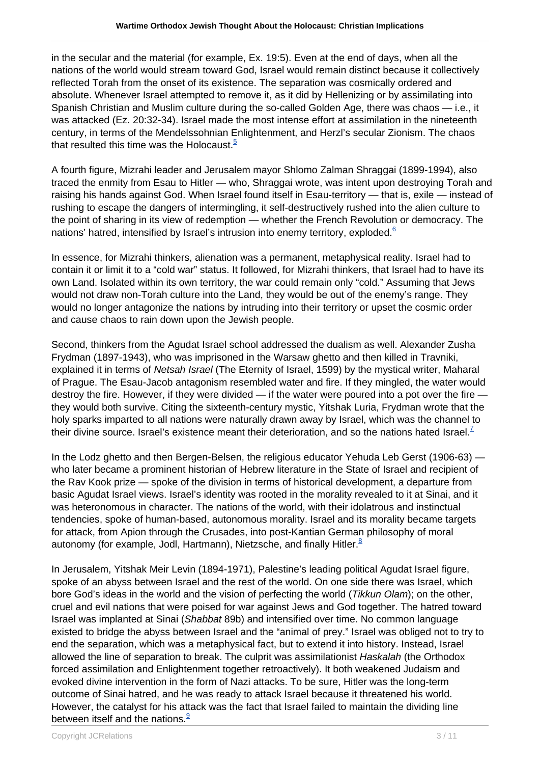in the secular and the material (for example, Ex. 19:5). Even at the end of days, when all the nations of the world would stream toward God, Israel would remain distinct because it collectively reflected Torah from the onset of its existence. The separation was cosmically ordered and absolute. Whenever Israel attempted to remove it, as it did by Hellenizing or by assimilating into Spanish Christian and Muslim culture during the so-called Golden Age, there was chaos — i.e., it was attacked (Ez. 20:32-34). Israel made the most intense effort at assimilation in the nineteenth century, in terms of the Mendelssohnian Enlightenment, and Herzl's secular Zionism. The chaos that resulted this time was the Holocaust.[5]

A fourth figure, Mizrahi leader and Jerusalem mayor Shlomo Zalman Shraggai (1899-1994), also traced the enmity from Esau to Hitler — who, Shraggai wrote, was intent upon destroying Torah and raising his hands against God. When Israel found itself in Esau-territory — that is, exile — instead of rushing to escape the dangers of intermingling, it self-destructively rushed into the alien culture to the point of sharing in its view of redemption — whether the French Revolution or democracy. The nations' hatred, intensified by Israel's intrusion into enemy territory, exploded.[6]

In essence, for Mizrahi thinkers, alienation was a permanent, metaphysical reality. Israel had to contain it or limit it to a "cold war" status. It followed, for Mizrahi thinkers, that Israel had to have its own Land. Isolated within its own territory, the war could remain only "cold." Assuming that Jews would not draw non-Torah culture into the Land, they would be out of the enemy's range. They would no longer antagonize the nations by intruding into their territory or upset the cosmic order and cause chaos to rain down upon the Jewish people.

Second, thinkers from the Agudat Israel school addressed the dualism as well. Alexander Zusha Frydman (1897-1943), who was imprisoned in the Warsaw ghetto and then killed in Travniki, explained it in terms of *Netsah Israel* (The Eternity of Israel, 1599) by the mystical writer, Maharal of Prague. The Esau-Jacob antagonism resembled water and fire. If they mingled, the water would destroy the fire. However, if they were divided — if the water were poured into a pot over the fire — they would both survive. Citing the sixteenth-century mystic, Yitshak Luria, Frydman wrote that the holy sparks imparted to all nations were naturally drawn away by Israel, which was the channel to their divine source. Israel's existence meant their deterioration, and so the nations hated Israel.[7]

In the Lodz ghetto and then Bergen-Belsen, the religious educator Yehuda Leb Gerst (1906-63) — who later became a prominent historian of Hebrew literature in the State of Israel and recipient of the Rav Kook prize — spoke of the division in terms of historical development, a departure from basic Agudat Israel views. Israel's identity was rooted in the morality revealed to it at Sinai, and it was heteronomous in character. The nations of the world, with their idolatrous and instinctual tendencies, spoke of human-based, autonomous morality. Israel and its morality became targets for attack, from Apion through the Crusades, into post-Kantian German philosophy of moral autonomy (for example, Jodl, Hartmann), Nietzsche, and finally Hitler.[8]

In Jerusalem, Yitshak Meir Levin (1894-1971), Palestine's leading political Agudat Israel figure, spoke of an abyss between Israel and the rest of the world. On one side there was Israel, which bore God's ideas in the world and the vision of perfecting the world (*Tikkun Olam*); on the other, cruel and evil nations that were poised for war against Jews and God together. The hatred toward Israel was implanted at Sinai (*Shabbat* 89b) and intensified over time. No common language existed to bridge the abyss between Israel and the "animal of prey." Israel was obliged not to try to end the separation, which was a metaphysical fact, but to extend it into history. Instead, Israel allowed the line of separation to break. The culprit was assimilationist *Haskalah* (the Orthodox forced assimilation and Enlightenment together retroactively). It both weakened Judaism and evoked divine intervention in the form of Nazi attacks. To be sure, Hitler was the long-term outcome of Sinai hatred, and he was ready to attack Israel because it threatened his world. However, the catalyst for his attack was the fact that Israel failed to maintain the dividing line between itself and the nations.[9]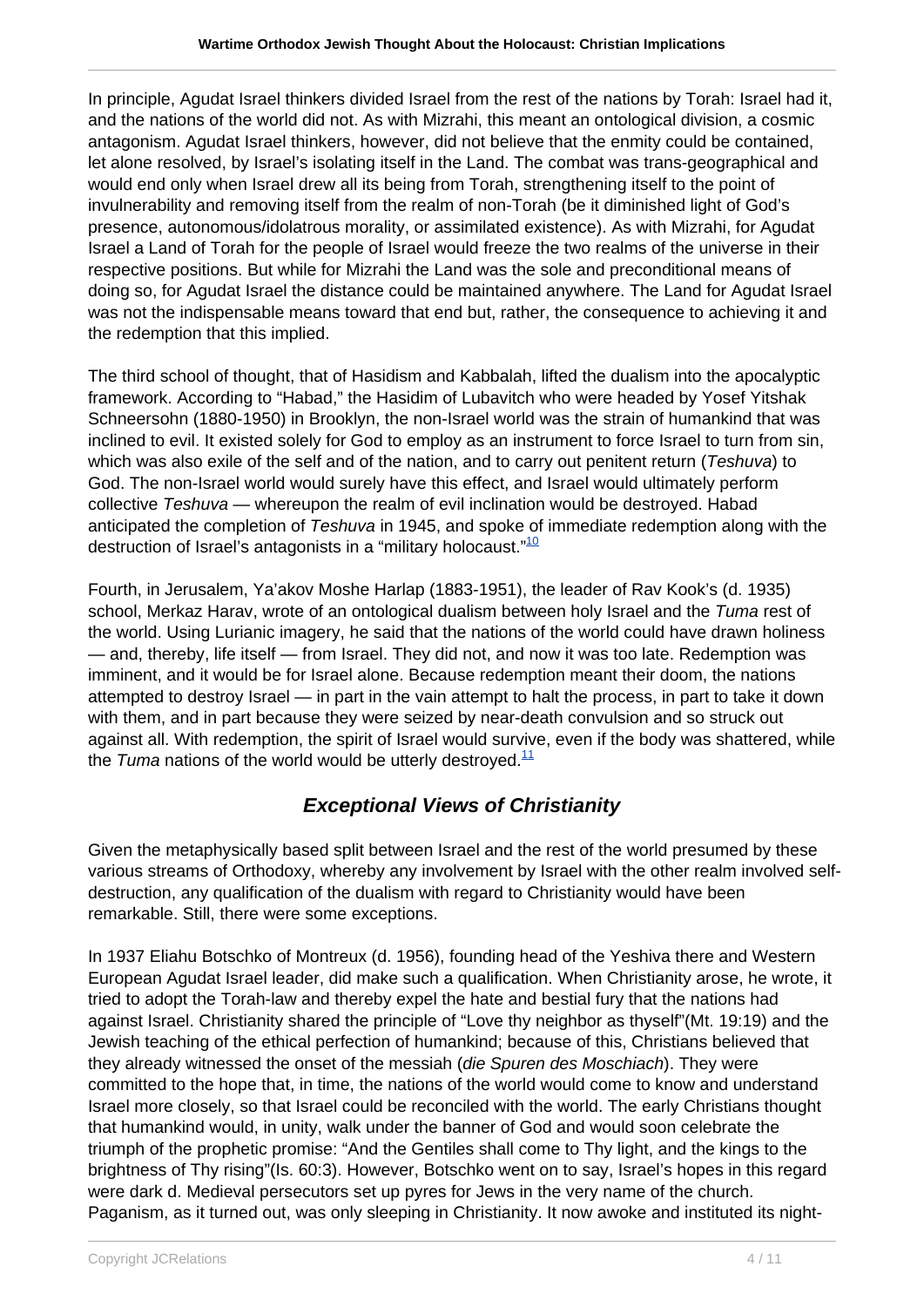In principle, Agudat Israel thinkers divided Israel from the rest of the nations by Torah: Israel had it, and the nations of the world did not. As with Mizrahi, this meant an ontological division, a cosmic antagonism. Agudat Israel thinkers, however, did not believe that the enmity could be contained, let alone resolved, by Israel's isolating itself in the Land. The combat was trans-geographical and would end only when Israel drew all its being from Torah, strengthening itself to the point of invulnerability and removing itself from the realm of non-Torah (be it diminished light of God's presence, autonomous/idolatrous morality, or assimilated existence). As with Mizrahi, for Agudat Israel a Land of Torah for the people of Israel would freeze the two realms of the universe in their respective positions. But while for Mizrahi the Land was the sole and preconditional means of doing so, for Agudat Israel the distance could be maintained anywhere. The Land for Agudat Israel was not the indispensable means toward that end but, rather, the consequence to achieving it and the redemption that this implied.

The third school of thought, that of Hasidism and Kabbalah, lifted the dualism into the apocalyptic framework. According to "Habad," the Hasidim of Lubavitch who were headed by Yosef Yitshak Schneersohn (1880-1950) in Brooklyn, the non-Israel world was the strain of humankind that was inclined to evil. It existed solely for God to employ as an instrument to force Israel to turn from sin, which was also exile of the self and of the nation, and to carry out penitent return (*Teshuva*) to God. The non-Israel world would surely have this effect, and Israel would ultimately perform collective *Teshuva* — whereupon the realm of evil inclination would be destroyed. Habad anticipated the completion of *Teshuva* in 1945, and spoke of immediate redemption along with the destruction of Israel's antagonists in a "military holocaust."[10]

Fourth, in Jerusalem, Ya'akov Moshe Harlap (1883-1951), the leader of Rav Kook's (d. 1935) school, Merkaz Harav, wrote of an ontological dualism between holy Israel and the *Tuma* rest of the world. Using Lurianic imagery, he said that the nations of the world could have drawn holiness — and, thereby, life itself — from Israel. They did not, and now it was too late. Redemption was imminent, and it would be for Israel alone. Because redemption meant their doom, the nations attempted to destroy Israel — in part in the vain attempt to halt the process, in part to take it down with them, and in part because they were seized by near-death convulsion and so struck out against all. With redemption, the spirit of Israel would survive, even if the body was shattered, while the *Tuma* nations of the world would be utterly destroyed.[11]

## *Exceptional Views of Christianity*

Given the metaphysically based split between Israel and the rest of the world presumed by these various streams of Orthodoxy, whereby any involvement by Israel with the other realm involved self-destruction, any qualification of the dualism with regard to Christianity would have been remarkable. Still, there were some exceptions.

In 1937 Eliahu Botschko of Montreux (d. 1956), founding head of the Yeshiva there and Western European Agudat Israel leader, did make such a qualification. When Christianity arose, he wrote, it tried to adopt the Torah-law and thereby expel the hate and bestial fury that the nations had against Israel. Christianity shared the principle of "Love thy neighbor as thyself"(Mt. 19:19) and the Jewish teaching of the ethical perfection of humankind; because of this, Christians believed that they already witnessed the onset of the messiah (*die Spuren des Moschiach*). They were committed to the hope that, in time, the nations of the world would come to know and understand Israel more closely, so that Israel could be reconciled with the world. The early Christians thought that humankind would, in unity, walk under the banner of God and would soon celebrate the triumph of the prophetic promise: "And the Gentiles shall come to Thy light, and the kings to the brightness of Thy rising"(Is. 60:3). However, Botschko went on to say, Israel's hopes in this regard were dark d. Medieval persecutors set up pyres for Jews in the very name of the church. Paganism, as it turned out, was only sleeping in Christianity. It now awoke and instituted its night-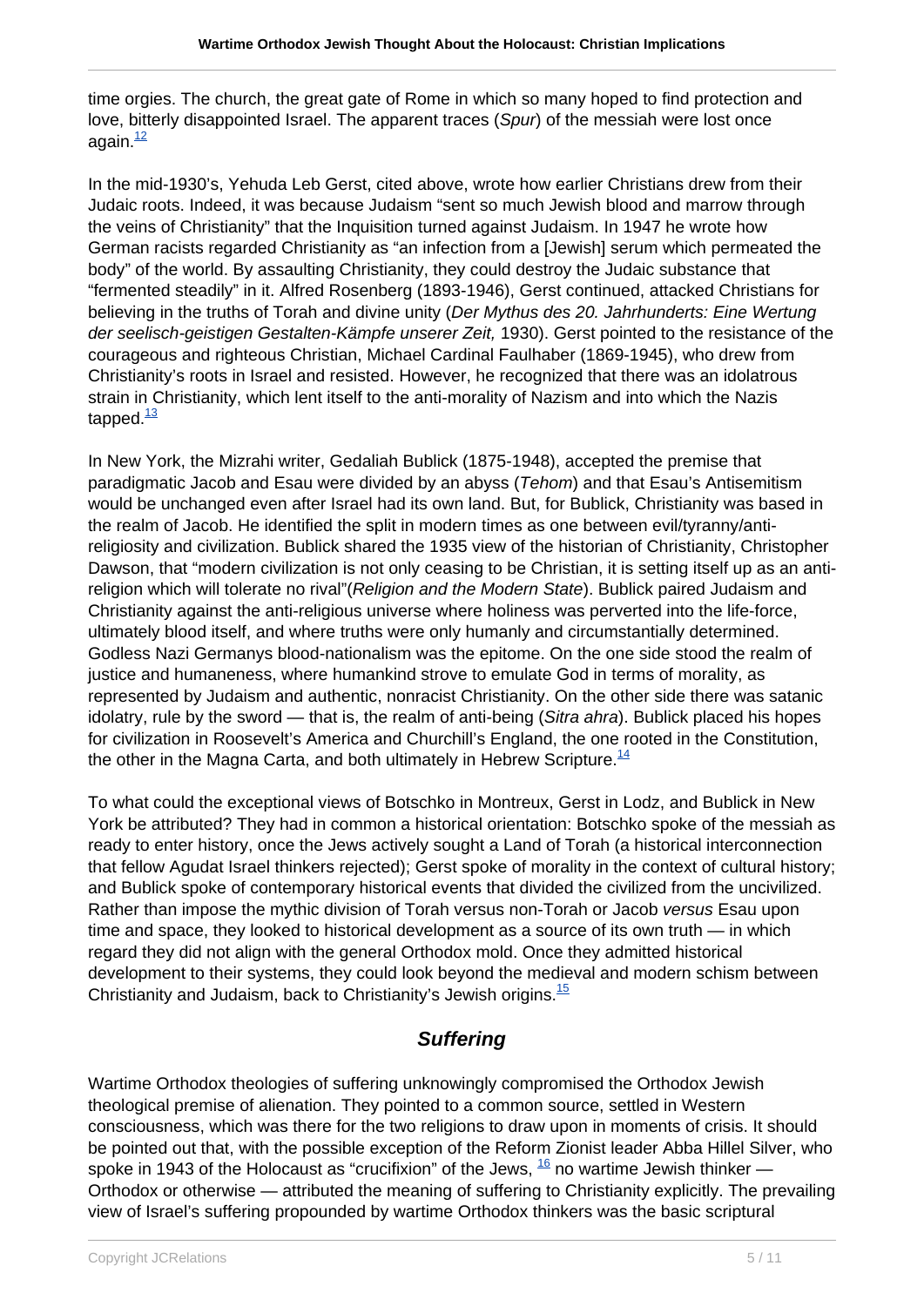time orgies. The church, the great gate of Rome in which so many hoped to find protection and love, bitterly disappointed Israel. The apparent traces (*Spur*) of the messiah were lost once again.[12]

In the mid-1930's, Yehuda Leb Gerst, cited above, wrote how earlier Christians drew from their Judaic roots. Indeed, it was because Judaism "sent so much Jewish blood and marrow through the veins of Christianity" that the Inquisition turned against Judaism. In 1947 he wrote how German racists regarded Christianity as "an infection from a [Jewish] serum which permeated the body" of the world. By assaulting Christianity, they could destroy the Judaic substance that "fermented steadily" in it. Alfred Rosenberg (1893-1946), Gerst continued, attacked Christians for believing in the truths of Torah and divine unity (*Der Mythus des 20. Jahrhunderts: Eine Wertung der seelisch-geistigen Gestalten-Kämpfe unserer Zeit,* 1930). Gerst pointed to the resistance of the courageous and righteous Christian, Michael Cardinal Faulhaber (1869-1945), who drew from Christianity's roots in Israel and resisted. However, he recognized that there was an idolatrous strain in Christianity, which lent itself to the anti-morality of Nazism and into which the Nazis tapped.[13]

In New York, the Mizrahi writer, Gedaliah Bublick (1875-1948), accepted the premise that paradigmatic Jacob and Esau were divided by an abyss (*Tehom*) and that Esau's Antisemitism would be unchanged even after Israel had its own land. But, for Bublick, Christianity was based in the realm of Jacob. He identified the split in modern times as one between evil/tyranny/anti-religiosity and civilization. Bublick shared the 1935 view of the historian of Christianity, Christopher Dawson, that "modern civilization is not only ceasing to be Christian, it is setting itself up as an anti-religion which will tolerate no rival"(*Religion and the Modern State*). Bublick paired Judaism and Christianity against the anti-religious universe where holiness was perverted into the life-force, ultimately blood itself, and where truths were only humanly and circumstantially determined. Godless Nazi Germanys blood-nationalism was the epitome. On the one side stood the realm of justice and humaneness, where humankind strove to emulate God in terms of morality, as represented by Judaism and authentic, nonracist Christianity. On the other side there was satanic idolatry, rule by the sword — that is, the realm of anti-being (*Sitra ahra*). Bublick placed his hopes for civilization in Roosevelt's America and Churchill's England, the one rooted in the Constitution, the other in the Magna Carta, and both ultimately in Hebrew Scripture.[14]

To what could the exceptional views of Botschko in Montreux, Gerst in Lodz, and Bublick in New York be attributed? They had in common a historical orientation: Botschko spoke of the messiah as ready to enter history, once the Jews actively sought a Land of Torah (a historical interconnection that fellow Agudat Israel thinkers rejected); Gerst spoke of morality in the context of cultural history; and Bublick spoke of contemporary historical events that divided the civilized from the uncivilized. Rather than impose the mythic division of Torah versus non-Torah or Jacob *versus* Esau upon time and space, they looked to historical development as a source of its own truth — in which regard they did not align with the general Orthodox mold. Once they admitted historical development to their systems, they could look beyond the medieval and modern schism between Christianity and Judaism, back to Christianity's Jewish origins.[15]

## Suffering

Wartime Orthodox theologies of suffering unknowingly compromised the Orthodox Jewish theological premise of alienation. They pointed to a common source, settled in Western consciousness, which was there for the two religions to draw upon in moments of crisis. It should be pointed out that, with the possible exception of the Reform Zionist leader Abba Hillel Silver, who spoke in 1943 of the Holocaust as "crucifixion" of the Jews, [16] no wartime Jewish thinker — Orthodox or otherwise — attributed the meaning of suffering to Christianity explicitly. The prevailing view of Israel's suffering propounded by wartime Orthodox thinkers was the basic scriptural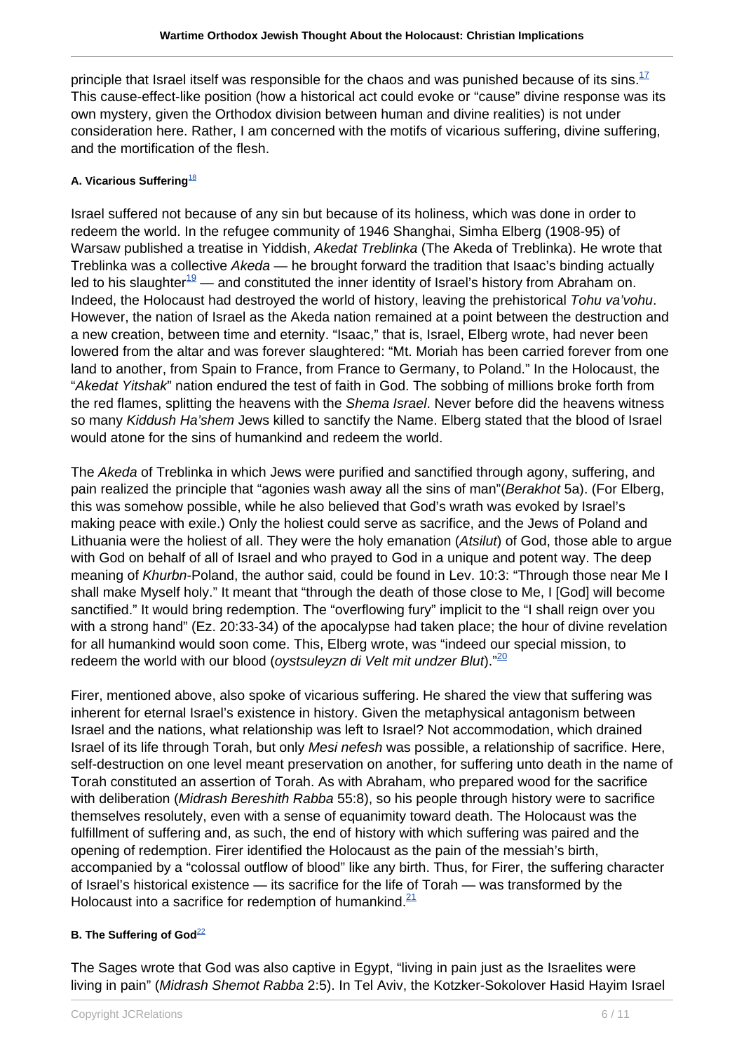principle that Israel itself was responsible for the chaos and was punished because of its sins.[17] This cause-effect-like position (how a historical act could evoke or "cause" divine response was its own mystery, given the Orthodox division between human and divine realities) is not under consideration here. Rather, I am concerned with the motifs of vicarious suffering, divine suffering, and the mortification of the flesh.

#### A. Vicarious Suffering[18]

Israel suffered not because of any sin but because of its holiness, which was done in order to redeem the world. In the refugee community of 1946 Shanghai, Simha Elberg (1908-95) of Warsaw published a treatise in Yiddish, *Akedat Treblinka* (The Akeda of Treblinka). He wrote that Treblinka was a collective *Akeda* — he brought forward the tradition that Isaac's binding actually led to his slaughter[19] — and constituted the inner identity of Israel's history from Abraham on. Indeed, the Holocaust had destroyed the world of history, leaving the prehistorical *Tohu va'vohu*. However, the nation of Israel as the Akeda nation remained at a point between the destruction and a new creation, between time and eternity. "Isaac," that is, Israel, Elberg wrote, had never been lowered from the altar and was forever slaughtered: "Mt. Moriah has been carried forever from one land to another, from Spain to France, from France to Germany, to Poland." In the Holocaust, the "*Akedat Yitshak*" nation endured the test of faith in God. The sobbing of millions broke forth from the red flames, splitting the heavens with the *Shema Israel*. Never before did the heavens witness so many *Kiddush Ha'shem* Jews killed to sanctify the Name. Elberg stated that the blood of Israel would atone for the sins of humankind and redeem the world.

The *Akeda* of Treblinka in which Jews were purified and sanctified through agony, suffering, and pain realized the principle that "agonies wash away all the sins of man"(*Berakhot* 5a). (For Elberg, this was somehow possible, while he also believed that God's wrath was evoked by Israel's making peace with exile.) Only the holiest could serve as sacrifice, and the Jews of Poland and Lithuania were the holiest of all. They were the holy emanation (*Atsilut*) of God, those able to argue with God on behalf of all of Israel and who prayed to God in a unique and potent way. The deep meaning of *Khurbn*-Poland, the author said, could be found in Lev. 10:3: "Through those near Me I shall make Myself holy." It meant that "through the death of those close to Me, I [God] will become sanctified." It would bring redemption. The "overflowing fury" implicit to the "I shall reign over you with a strong hand" (Ez. 20:33-34) of the apocalypse had taken place; the hour of divine revelation for all humankind would soon come. This, Elberg wrote, was "indeed our special mission, to redeem the world with our blood (*oystsuleyzn di Velt mit undzer Blut*)."[20]

Firer, mentioned above, also spoke of vicarious suffering. He shared the view that suffering was inherent for eternal Israel's existence in history. Given the metaphysical antagonism between Israel and the nations, what relationship was left to Israel? Not accommodation, which drained Israel of its life through Torah, but only *Mesi nefesh* was possible, a relationship of sacrifice. Here, self-destruction on one level meant preservation on another, for suffering unto death in the name of Torah constituted an assertion of Torah. As with Abraham, who prepared wood for the sacrifice with deliberation (*Midrash Bereshith Rabba* 55:8), so his people through history were to sacrifice themselves resolutely, even with a sense of equanimity toward death. The Holocaust was the fulfillment of suffering and, as such, the end of history with which suffering was paired and the opening of redemption. Firer identified the Holocaust as the pain of the messiah's birth, accompanied by a "colossal outflow of blood" like any birth. Thus, for Firer, the suffering character of Israel's historical existence — its sacrifice for the life of Torah — was transformed by the Holocaust into a sacrifice for redemption of humankind.[21]

#### B. The Suffering of God[22]

The Sages wrote that God was also captive in Egypt, "living in pain just as the Israelites were living in pain" (*Midrash Shemot Rabba* 2:5). In Tel Aviv, the Kotzker-Sokolover Hasid Hayim Israel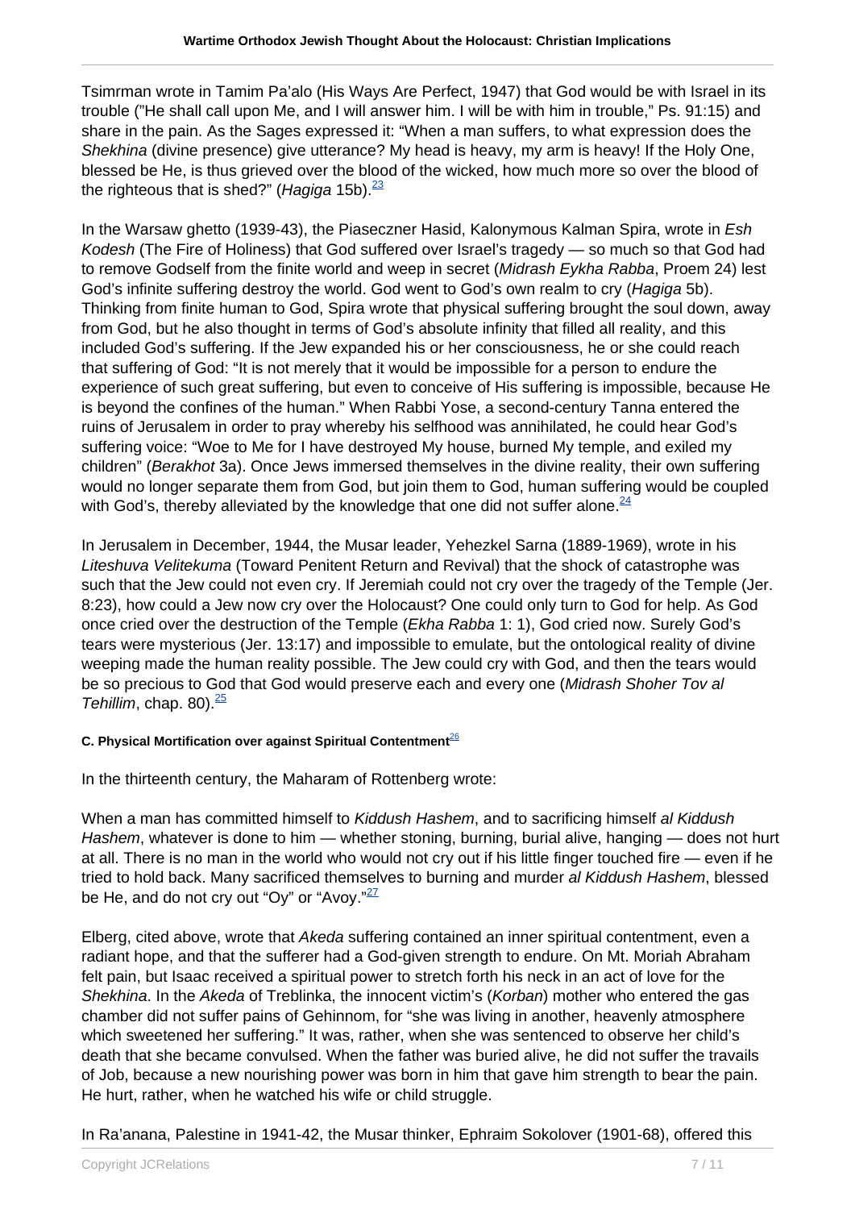Tsimrman wrote in Tamim Pa'alo (His Ways Are Perfect, 1947) that God would be with Israel in its trouble ("He shall call upon Me, and I will answer him. I will be with him in trouble," Ps. 91:15) and share in the pain. As the Sages expressed it: "When a man suffers, to what expression does the *Shekhina* (divine presence) give utterance? My head is heavy, my arm is heavy! If the Holy One, blessed be He, is thus grieved over the blood of the wicked, how much more so over the blood of the righteous that is shed?" (*Hagiga* 15b).[23]

In the Warsaw ghetto (1939-43), the Piaseczner Hasid, Kalonymous Kalman Spira, wrote in *Esh Kodesh* (The Fire of Holiness) that God suffered over Israel's tragedy — so much so that God had to remove Godself from the finite world and weep in secret (*Midrash Eykha Rabba*, Proem 24) lest God's infinite suffering destroy the world. God went to God's own realm to cry (*Hagiga* 5b). Thinking from finite human to God, Spira wrote that physical suffering brought the soul down, away from God, but he also thought in terms of God's absolute infinity that filled all reality, and this included God's suffering. If the Jew expanded his or her consciousness, he or she could reach that suffering of God: "It is not merely that it would be impossible for a person to endure the experience of such great suffering, but even to conceive of His suffering is impossible, because He is beyond the confines of the human." When Rabbi Yose, a second-century Tanna entered the ruins of Jerusalem in order to pray whereby his selfhood was annihilated, he could hear God's suffering voice: "Woe to Me for I have destroyed My house, burned My temple, and exiled my children" (*Berakhot* 3a). Once Jews immersed themselves in the divine reality, their own suffering would no longer separate them from God, but join them to God, human suffering would be coupled with God's, thereby alleviated by the knowledge that one did not suffer alone.[24]

In Jerusalem in December, 1944, the Musar leader, Yehezkel Sarna (1889-1969), wrote in his *Liteshuva Velitekuma* (Toward Penitent Return and Revival) that the shock of catastrophe was such that the Jew could not even cry. If Jeremiah could not cry over the tragedy of the Temple (Jer. 8:23), how could a Jew now cry over the Holocaust? One could only turn to God for help. As God once cried over the destruction of the Temple (*Ekha Rabba* 1: 1), God cried now. Surely God's tears were mysterious (Jer. 13:17) and impossible to emulate, but the ontological reality of divine weeping made the human reality possible. The Jew could cry with God, and then the tears would be so precious to God that God would preserve each and every one (*Midrash Shoher Tov al Tehillim*, chap. 80).[25]

#### C. Physical Mortification over against Spiritual Contentment[26]

In the thirteenth century, the Maharam of Rottenberg wrote:

When a man has committed himself to *Kiddush Hashem*, and to sacrificing himself *al Kiddush Hashem*, whatever is done to him — whether stoning, burning, burial alive, hanging — does not hurt at all. There is no man in the world who would not cry out if his little finger touched fire — even if he tried to hold back. Many sacrificed themselves to burning and murder *al Kiddush Hashem*, blessed be He, and do not cry out "Oy" or "Avoy."[27]

Elberg, cited above, wrote that *Akeda* suffering contained an inner spiritual contentment, even a radiant hope, and that the sufferer had a God-given strength to endure. On Mt. Moriah Abraham felt pain, but Isaac received a spiritual power to stretch forth his neck in an act of love for the *Shekhina*. In the *Akeda* of Treblinka, the innocent victim's (*Korban*) mother who entered the gas chamber did not suffer pains of Gehinnom, for "she was living in another, heavenly atmosphere which sweetened her suffering." It was, rather, when she was sentenced to observe her child's death that she became convulsed. When the father was buried alive, he did not suffer the travails of Job, because a new nourishing power was born in him that gave him strength to bear the pain. He hurt, rather, when he watched his wife or child struggle.

In Ra'anana, Palestine in 1941-42, the Musar thinker, Ephraim Sokolover (1901-68), offered this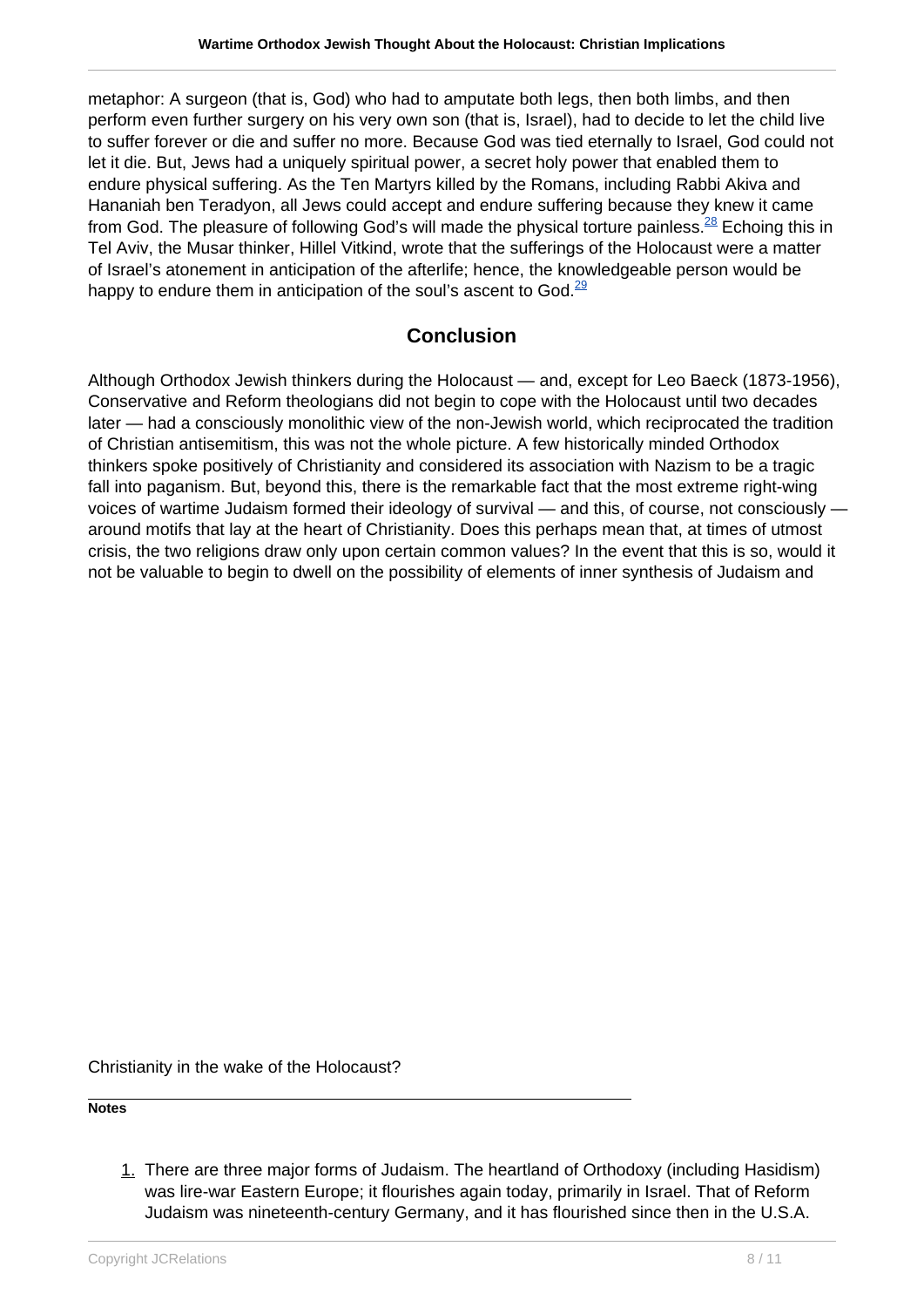metaphor: A surgeon (that is, God) who had to amputate both legs, then both limbs, and then perform even further surgery on his very own son (that is, Israel), had to decide to let the child live to suffer forever or die and suffer no more. Because God was tied eternally to Israel, God could not let it die. But, Jews had a uniquely spiritual power, a secret holy power that enabled them to endure physical suffering. As the Ten Martyrs killed by the Romans, including Rabbi Akiva and Hananiah ben Teradyon, all Jews could accept and endure suffering because they knew it came from God. The pleasure of following God's will made the physical torture painless.[28] Echoing this in Tel Aviv, the Musar thinker, Hillel Vitkind, wrote that the sufferings of the Holocaust were a matter of Israel's atonement in anticipation of the afterlife; hence, the knowledgeable person would be happy to endure them in anticipation of the soul's ascent to God.[29]

## Conclusion

Although Orthodox Jewish thinkers during the Holocaust — and, except for Leo Baeck (1873-1956), Conservative and Reform theologians did not begin to cope with the Holocaust until two decades later — had a consciously monolithic view of the non-Jewish world, which reciprocated the tradition of Christian antisemitism, this was not the whole picture. A few historically minded Orthodox thinkers spoke positively of Christianity and considered its association with Nazism to be a tragic fall into paganism. But, beyond this, there is the remarkable fact that the most extreme right-wing voices of wartime Judaism formed their ideology of survival — and this, of course, not consciously — around motifs that lay at the heart of Christianity. Does this perhaps mean that, at times of utmost crisis, the two religions draw only upon certain common values? In the event that this is so, would it not be valuable to begin to dwell on the possibility of elements of inner synthesis of Judaism and Christianity in the wake of the Holocaust?

---

**Notes**

1. There are three major forms of Judaism. The heartland of Orthodoxy (including Hasidism) was lire-war Eastern Europe; it flourishes again today, primarily in Israel. That of Reform Judaism was nineteenth-century Germany, and it has flourished since then in the U.S.A.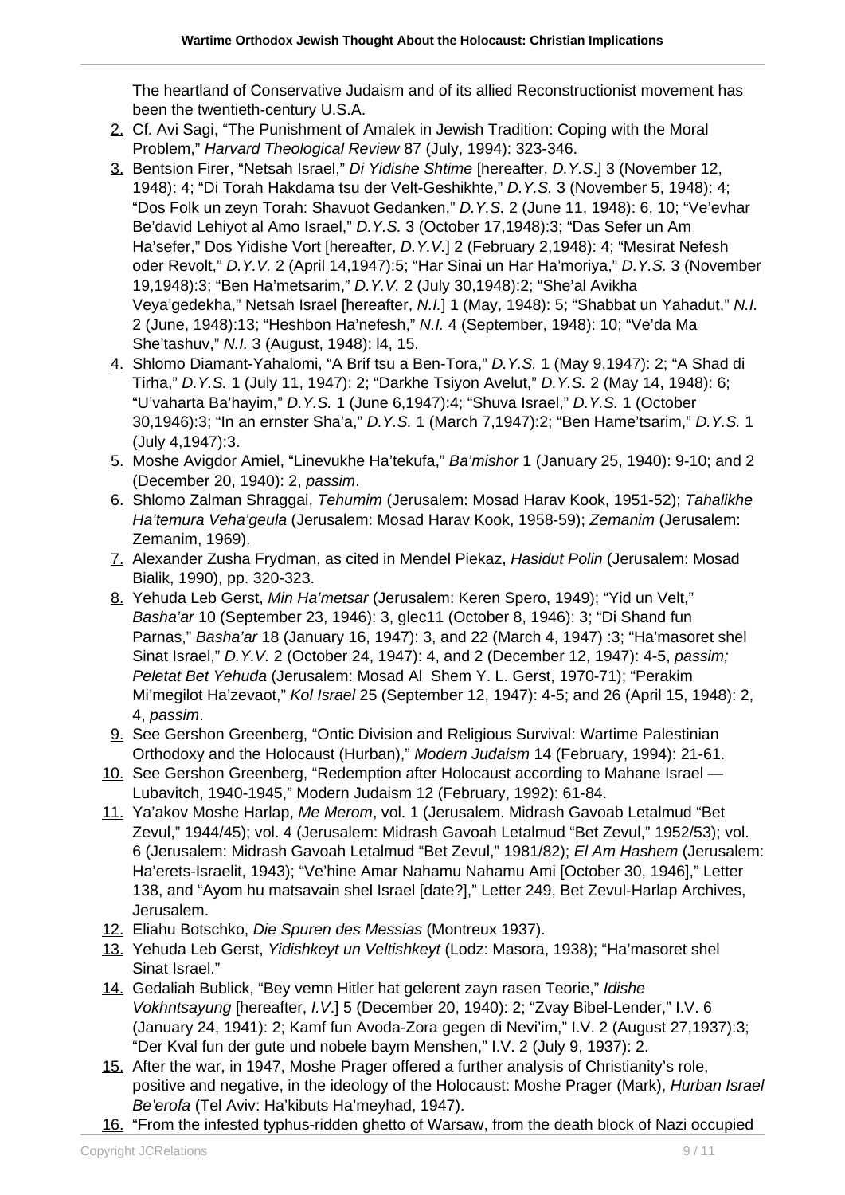The heartland of Conservative Judaism and of its allied Reconstructionist movement has been the twentieth-century U.S.A.

2. Cf. Avi Sagi, “The Punishment of Amalek in Jewish Tradition: Coping with the Moral Problem,” *Harvard Theological Review* 87 (July, 1994): 323-346.
3. Bentsion Firer, “Netsah Israel,” *Di Yidishe Shtime* [hereafter, *D.Y.S*.] 3 (November 12, 1948): 4; “Di Torah Hakdama tsu der Velt-Geshikhte,” *D.Y.S.* 3 (November 5, 1948): 4; “Dos Folk un zeyn Torah: Shavuot Gedanken,” *D.Y.S.* 2 (June 11, 1948): 6, 10; “Ve’evhar Be’david Lehiyot al Amo Israel,” *D.Y.S.* 3 (October 17,1948):3; “Das Sefer un Am Ha’sefer,” Dos Yidishe Vort [hereafter, *D.Y.V.*] 2 (February 2,1948): 4; “Mesirat Nefesh oder Revolt,” *D.Y.V.* 2 (April 14,1947):5; “Har Sinai un Har Ha’moriya,” *D.Y.S.* 3 (November 19,1948):3; “Ben Ha’metsarim,” *D.Y.V.* 2 (July 30,1948):2; “She’al Avikha Veya’gedekha,” Netsah Israel [hereafter, *N.I.*] 1 (May, 1948): 5; “Shabbat un Yahadut,” *N.I.* 2 (June, 1948):13; “Heshbon Ha’nefesh,” *N.I.* 4 (September, 1948): 10; “Ve’da Ma She’tashuv,” *N.I.* 3 (August, 1948): l4, 15.
4. Shlomo Diamant-Yahalomi, “A Brif tsu a Ben-Tora,” *D.Y.S.* 1 (May 9,1947): 2; “A Shad di Tirha,” *D.Y.S.* 1 (July 11, 1947): 2; “Darkhe Tsiyon Avelut,” *D.Y.S.* 2 (May 14, 1948): 6; “U’vaharta Ba’hayim,” *D.Y.S.* 1 (June 6,1947):4; “Shuva Israel,” *D.Y.S.* 1 (October 30,1946):3; “In an ernster Sha’a,” *D.Y.S.* 1 (March 7,1947):2; “Ben Hame’tsarim,” *D.Y.S.* 1 (July 4,1947):3.
5. Moshe Avigdor Amiel, “Linevukhe Ha’tekufa,” *Ba’mishor* 1 (January 25, 1940): 9-10; and 2 (December 20, 1940): 2, *passim*.
6. Shlomo Zalman Shraggai, *Tehumim* (Jerusalem: Mosad Harav Kook, 1951-52); *Tahalikhe Ha’temura Veha’geula* (Jerusalem: Mosad Harav Kook, 1958-59); *Zemanim* (Jerusalem: Zemanim, 1969).
7. Alexander Zusha Frydman, as cited in Mendel Piekaz, *Hasidut Polin* (Jerusalem: Mosad Bialik, 1990), pp. 320-323.
8. Yehuda Leb Gerst, *Min Ha’metsar* (Jerusalem: Keren Spero, 1949); “Yid un Velt,” *Basha’ar* 10 (September 23, 1946): 3, glec11 (October 8, 1946): 3; “Di Shand fun Parnas,” *Basha’ar* 18 (January 16, 1947): 3, and 22 (March 4, 1947) :3; “Ha’masoret shel Sinat Israel,” *D.Y.V.* 2 (October 24, 1947): 4, and 2 (December 12, 1947): 4-5, *passim; Peletat Bet Yehuda* (Jerusalem: Mosad Al Shem Y. L. Gerst, 1970-71); “Perakim Mi’megilot Ha’zevaot,” *Kol Israel* 25 (September 12, 1947): 4-5; and 26 (April 15, 1948): 2, 4, *passim*.
9. See Gershon Greenberg, “Ontic Division and Religious Survival: Wartime Palestinian Orthodoxy and the Holocaust (Hurban),” *Modern Judaism* 14 (February, 1994): 21-61.
10. See Gershon Greenberg, “Redemption after Holocaust according to Mahane Israel — Lubavitch, 1940-1945,” Modern Judaism 12 (February, 1992): 61-84.
11. Ya’akov Moshe Harlap, *Me Merom*, vol. 1 (Jerusalem. Midrash Gavoab Letalmud “Bet Zevul,” 1944/45); vol. 4 (Jerusalem: Midrash Gavoah Letalmud “Bet Zevul,” 1952/53); vol. 6 (Jerusalem: Midrash Gavoah Letalmud “Bet Zevul,” 1981/82); *El Am Hashem* (Jerusalem: Ha’erets-Israelit, 1943); “Ve’hine Amar Nahamu Nahamu Ami [October 30, 1946],” Letter 138, and “Ayom hu matsavain shel Israel [date?],” Letter 249, Bet Zevul-Harlap Archives, Jerusalem.
12. Eliahu Botschko, *Die Spuren des Messias* (Montreux 1937).
13. Yehuda Leb Gerst, *Yidishkeyt un Veltishkeyt* (Lodz: Masora, 1938); “Ha’masoret shel Sinat Israel.”
14. Gedaliah Bublick, “Bey vemn Hitler hat gelerent zayn rasen Teorie,” *Idishe Vokhntsayung* [hereafter, *I.V*.] 5 (December 20, 1940): 2; “Zvay Bibel-Lender,” I.V. 6 (January 24, 1941): 2; Kamf fun Avoda-Zora gegen di Nevi’im,” I.V. 2 (August 27,1937):3; “Der Kval fun der gute und nobele baym Menshen,” I.V. 2 (July 9, 1937): 2.
15. After the war, in 1947, Moshe Prager offered a further analysis of Christianity’s role, positive and negative, in the ideology of the Holocaust: Moshe Prager (Mark), *Hurban Israel Be’erofa* (Tel Aviv: Ha’kibuts Ha’meyhad, 1947).
16. “From the infested typhus-ridden ghetto of Warsaw, from the death block of Nazi occupied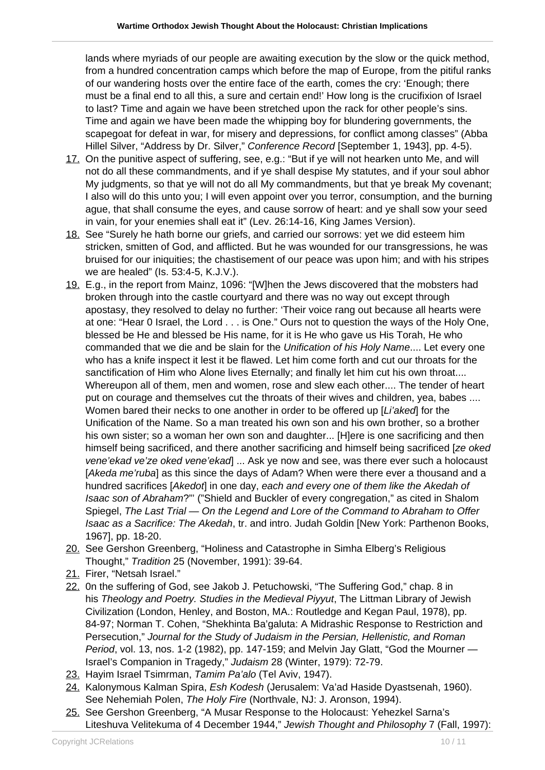lands where myriads of our people are awaiting execution by the slow or the quick method, from a hundred concentration camps which before the map of Europe, from the pitiful ranks of our wandering hosts over the entire face of the earth, comes the cry: 'Enough; there must be a final end to all this, a sure and certain end!' How long is the crucifixion of Israel to last? Time and again we have been stretched upon the rack for other people's sins. Time and again we have been made the whipping boy for blundering governments, the scapegoat for defeat in war, for misery and depressions, for conflict among classes" (Abba Hillel Silver, "Address by Dr. Silver," *Conference Record* [September 1, 1943], pp. 4-5).

17. On the punitive aspect of suffering, see, e.g.: "But if ye will not hearken unto Me, and will not do all these commandments, and if ye shall despise My statutes, and if your soul abhor My judgments, so that ye will not do all My commandments, but that ye break My covenant; I also will do this unto you; I will even appoint over you terror, consumption, and the burning ague, that shall consume the eyes, and cause sorrow of heart: and ye shall sow your seed in vain, for your enemies shall eat it" (Lev. 26:14-16, King James Version).
18. See "Surely he hath borne our griefs, and carried our sorrows: yet we did esteem him stricken, smitten of God, and afflicted. But he was wounded for our transgressions, he was bruised for our iniquities; the chastisement of our peace was upon him; and with his stripes we are healed" (Is. 53:4-5, K.J.V.).
19. E.g., in the report from Mainz, 1096: "[W]hen the Jews discovered that the mobsters had broken through into the castle courtyard and there was no way out except through apostasy, they resolved to delay no further: 'Their voice rang out because all hearts were at one: "Hear 0 Israel, the Lord . . . is One." Ours not to question the ways of the Holy One, blessed be He and blessed be His name, for it is He who gave us His Torah, He who commanded that we die and be slain for the *Unification of his Holy Name*.... Let every one who has a knife inspect it lest it be flawed. Let him come forth and cut our throats for the sanctification of Him who Alone lives Eternally; and finally let him cut his own throat.... Whereupon all of them, men and women, rose and slew each other.... The tender of heart put on courage and themselves cut the throats of their wives and children, yea, babes .... Women bared their necks to one another in order to be offered up [*Li'aked*] for the Unification of the Name. So a man treated his own son and his own brother, so a brother his own sister; so a woman her own son and daughter... [H]ere is one sacrificing and then himself being sacrificed, and there another sacrificing and himself being sacrificed [*ze oked vene'ekad ve'ze oked vene'ekad*] ... Ask ye now and see, was there ever such a holocaust [*Akeda me'ruba*] as this since the days of Adam? When were there ever a thousand and a hundred sacrifices [*Akedot*] in one day, *each and every one of them like the Akedah of Isaac son of Abraham*?"' ("Shield and Buckler of every congregation," as cited in Shalom Spiegel, *The Last Trial — On the Legend and Lore of the Command to Abraham to Offer Isaac as a Sacrifice: The Akedah*, tr. and intro. Judah Goldin [New York: Parthenon Books, 1967], pp. 18-20.
20. See Gershon Greenberg, "Holiness and Catastrophe in Simha Elberg's Religious Thought," *Tradition* 25 (November, 1991): 39-64.
21. Firer, "Netsah Israel."
22. 0n the suffering of God, see Jakob J. Petuchowski, "The Suffering God," chap. 8 in his *Theology and Poetry. Studies in the Medieval Piyyut*, The Littman Library of Jewish Civilization (London, Henley, and Boston, MA.: Routledge and Kegan Paul, 1978), pp. 84-97; Norman T. Cohen, "Shekhinta Ba'galuta: A Midrashic Response to Restriction and Persecution," *Journal for the Study of Judaism in the Persian, Hellenistic, and Roman Period*, vol. 13, nos. 1-2 (1982), pp. 147-159; and Melvin Jay Glatt, "God the Mourner — Israel's Companion in Tragedy," *Judaism* 28 (Winter, 1979): 72-79.
23. Hayim Israel Tsimrman, *Tamim Pa'alo* (Tel Aviv, 1947).
24. Kalonymous Kalman Spira, *Esh Kodesh* (Jerusalem: Va'ad Haside Dyastsenah, 1960). See Nehemiah Polen, *The Holy Fire* (Northvale, NJ: J. Aronson, 1994).
25. See Gershon Greenberg, "A Musar Response to the Holocaust: Yehezkel Sarna's Liteshuva Velitekuma of 4 December 1944," *Jewish Thought and Philosophy* 7 (Fall, 1997):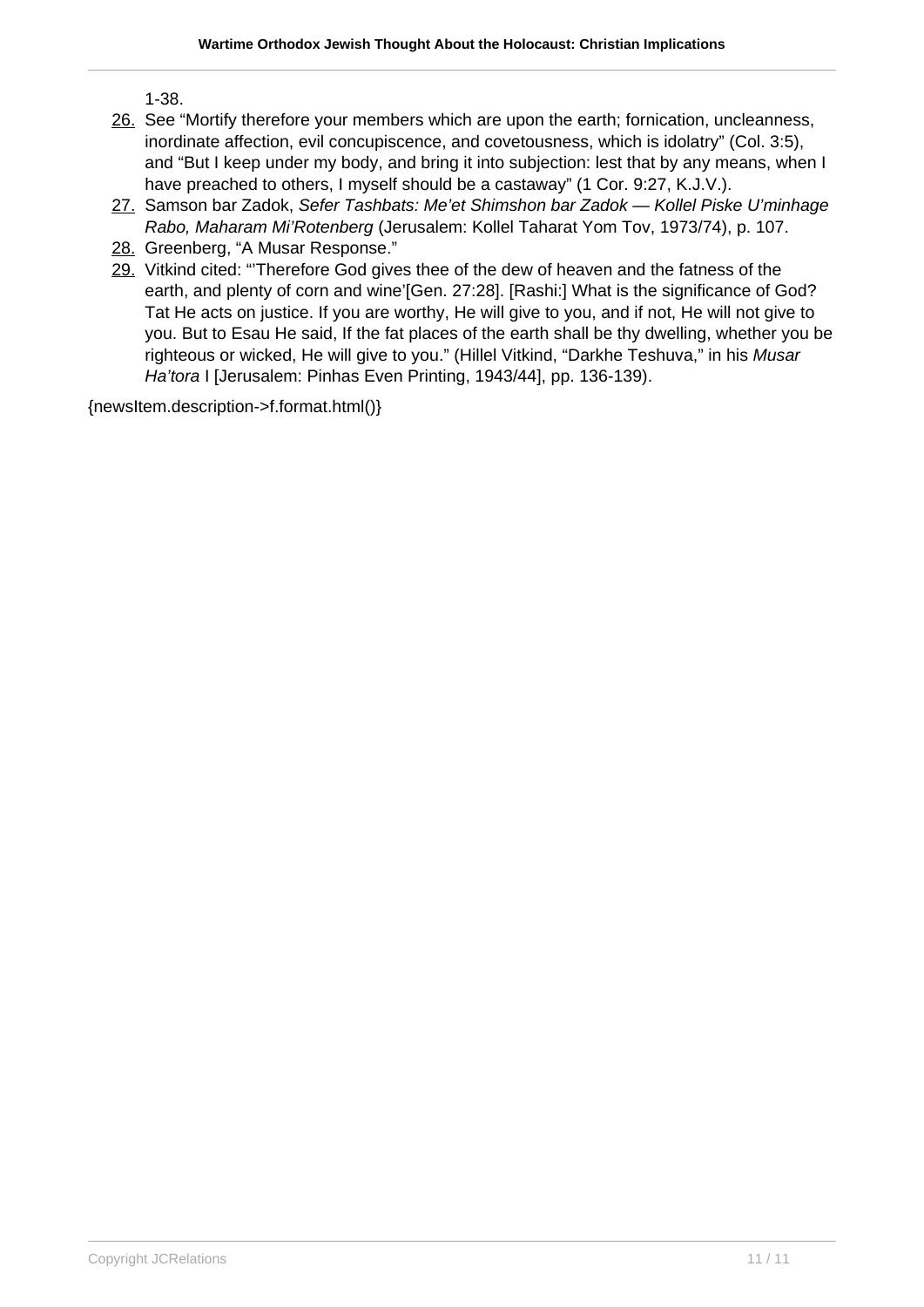1-38.

26. See "Mortify therefore your members which are upon the earth; fornication, uncleanness, inordinate affection, evil concupiscence, and covetousness, which is idolatry" (Col. 3:5), and "But I keep under my body, and bring it into subjection: lest that by any means, when I have preached to others, I myself should be a castaway" (1 Cor. 9:27, K.J.V.).
27. Samson bar Zadok, *Sefer Tashbats: Me'et Shimshon bar Zadok — Kollel Piske U'minhage Rabo, Maharam Mi'Rotenberg* (Jerusalem: Kollel Taharat Yom Tov, 1973/74), p. 107.
28. Greenberg, "A Musar Response."
29. Vitkind cited: "'Therefore God gives thee of the dew of heaven and the fatness of the earth, and plenty of corn and wine'[Gen. 27:28]. [Rashi:] What is the significance of God? Tat He acts on justice. If you are worthy, He will give to you, and if not, He will not give to you. But to Esau He said, If the fat places of the earth shall be thy dwelling, whether you be righteous or wicked, He will give to you." (Hillel Vitkind, "Darkhe Teshuva," in his *Musar Ha'tora* I [Jerusalem: Pinhas Even Printing, 1943/44], pp. 136-139).

{newsItem.description->f.format.html()}